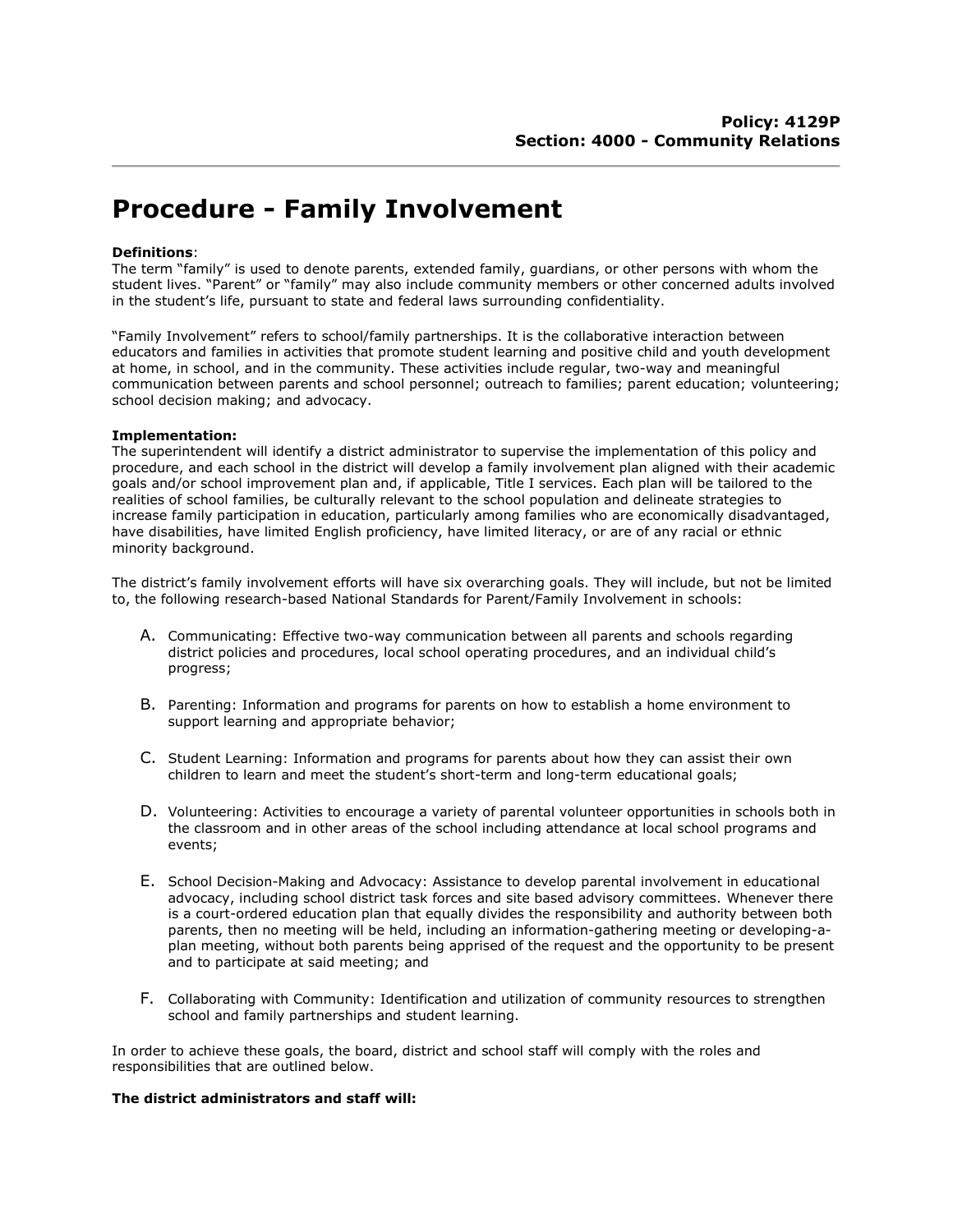**Policy: 4129P**
**Section: 4000 - Community Relations**

# Procedure - Family Involvement

**Definitions**:
The term "family" is used to denote parents, extended family, guardians, or other persons with whom the student lives. "Parent" or "family" may also include community members or other concerned adults involved in the student's life, pursuant to state and federal laws surrounding confidentiality.

"Family Involvement" refers to school/family partnerships. It is the collaborative interaction between educators and families in activities that promote student learning and positive child and youth development at home, in school, and in the community. These activities include regular, two-way and meaningful communication between parents and school personnel; outreach to families; parent education; volunteering; school decision making; and advocacy.

**Implementation:**
The superintendent will identify a district administrator to supervise the implementation of this policy and procedure, and each school in the district will develop a family involvement plan aligned with their academic goals and/or school improvement plan and, if applicable, Title I services. Each plan will be tailored to the realities of school families, be culturally relevant to the school population and delineate strategies to increase family participation in education, particularly among families who are economically disadvantaged, have disabilities, have limited English proficiency, have limited literacy, or are of any racial or ethnic minority background.

The district's family involvement efforts will have six overarching goals. They will include, but not be limited to, the following research-based National Standards for Parent/Family Involvement in schools:

A. Communicating: Effective two-way communication between all parents and schools regarding district policies and procedures, local school operating procedures, and an individual child's progress;

B. Parenting: Information and programs for parents on how to establish a home environment to support learning and appropriate behavior;

C. Student Learning: Information and programs for parents about how they can assist their own children to learn and meet the student's short-term and long-term educational goals;

D. Volunteering: Activities to encourage a variety of parental volunteer opportunities in schools both in the classroom and in other areas of the school including attendance at local school programs and events;

E. School Decision-Making and Advocacy: Assistance to develop parental involvement in educational advocacy, including school district task forces and site based advisory committees. Whenever there is a court-ordered education plan that equally divides the responsibility and authority between both parents, then no meeting will be held, including an information-gathering meeting or developing-a-plan meeting, without both parents being apprised of the request and the opportunity to be present and to participate at said meeting; and

F. Collaborating with Community: Identification and utilization of community resources to strengthen school and family partnerships and student learning.

In order to achieve these goals, the board, district and school staff will comply with the roles and responsibilities that are outlined below.

**The district administrators and staff will:**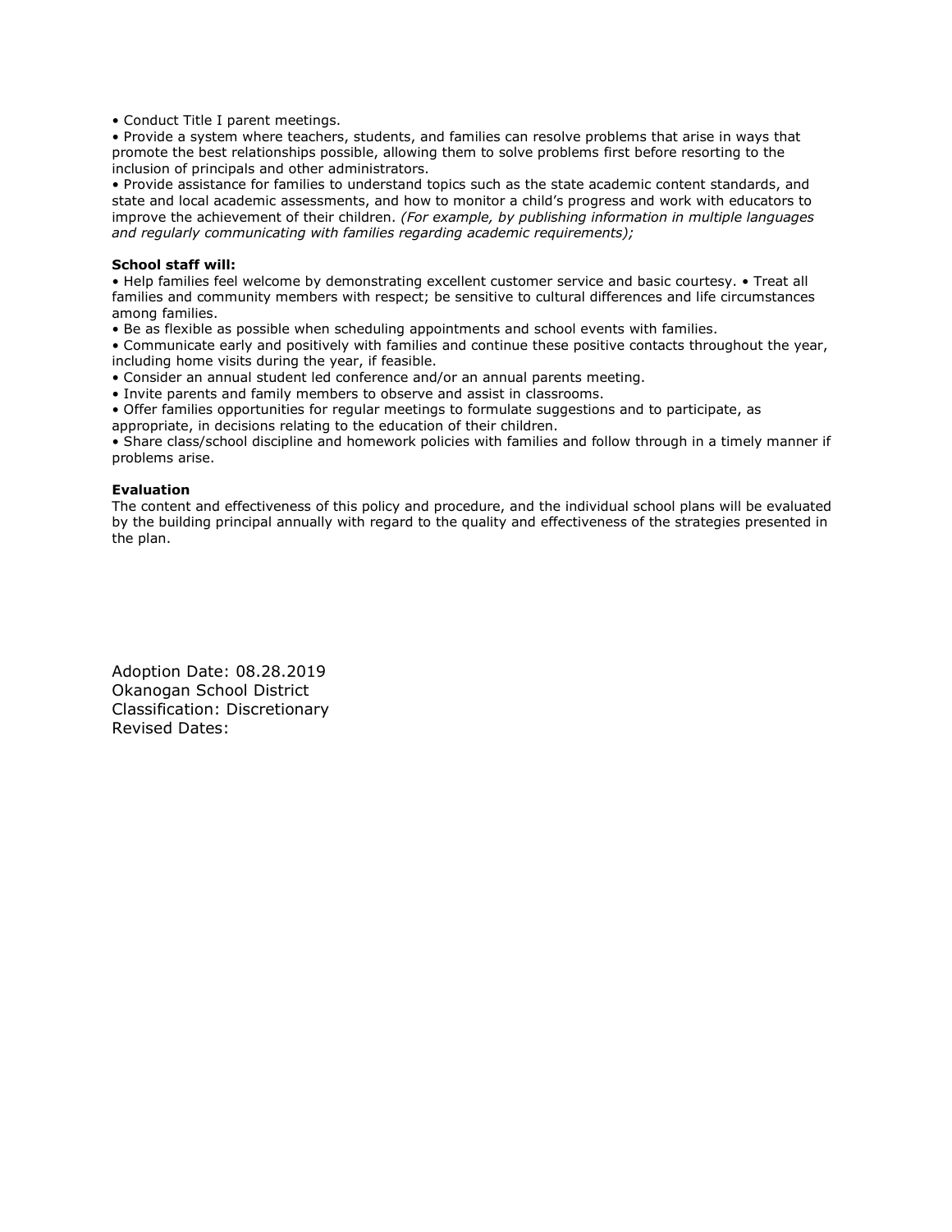- Conduct Title I parent meetings.
- Provide a system where teachers, students, and families can resolve problems that arise in ways that promote the best relationships possible, allowing them to solve problems first before resorting to the inclusion of principals and other administrators.
- Provide assistance for families to understand topics such as the state academic content standards, and state and local academic assessments, and how to monitor a child's progress and work with educators to improve the achievement of their children. *(For example, by publishing information in multiple languages and regularly communicating with families regarding academic requirements);*

**School staff will:**

- Help families feel welcome by demonstrating excellent customer service and basic courtesy. • Treat all families and community members with respect; be sensitive to cultural differences and life circumstances among families.
- Be as flexible as possible when scheduling appointments and school events with families.
- Communicate early and positively with families and continue these positive contacts throughout the year, including home visits during the year, if feasible.
- Consider an annual student led conference and/or an annual parents meeting.
- Invite parents and family members to observe and assist in classrooms.
- Offer families opportunities for regular meetings to formulate suggestions and to participate, as appropriate, in decisions relating to the education of their children.
- Share class/school discipline and homework policies with families and follow through in a timely manner if problems arise.

**Evaluation**

The content and effectiveness of this policy and procedure, and the individual school plans will be evaluated by the building principal annually with regard to the quality and effectiveness of the strategies presented in the plan.

Adoption Date: 08.28.2019
Okanogan School District
Classification: Discretionary
Revised Dates: